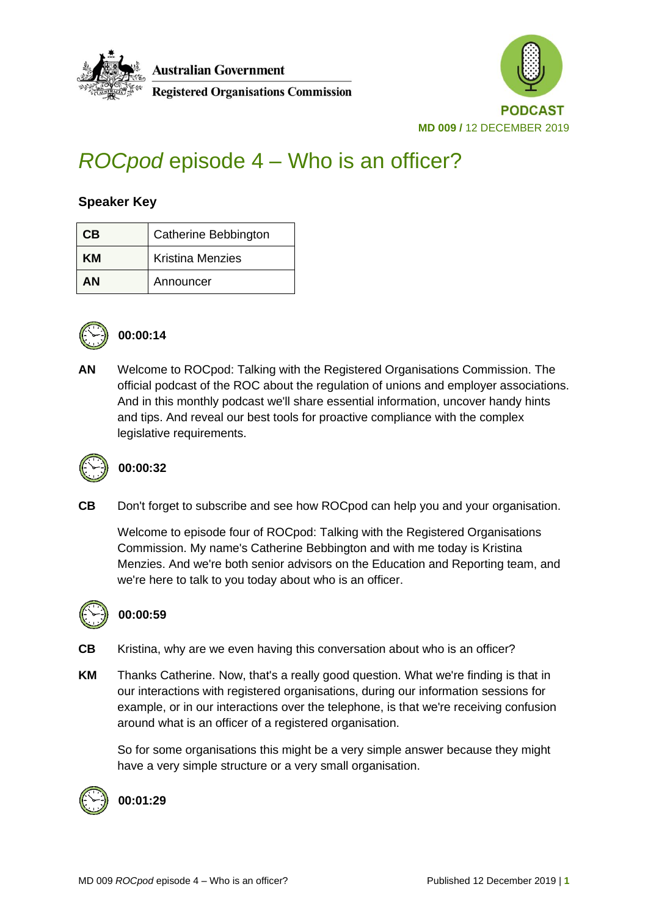Australian Government
Registered Organisations Commission

PODCAST
**MD 009 /** 12 DECEMBER 2019

# *ROCpod* episode 4 – Who is an officer?

### Speaker Key

| | |
|---|---|
| **CB** | Catherine Bebbington |
| **KM** | Kristina Menzies |
| **AN** | Announcer |

**00:00:14**

**AN** Welcome to ROCpod: Talking with the Registered Organisations Commission. The official podcast of the ROC about the regulation of unions and employer associations. And in this monthly podcast we'll share essential information, uncover handy hints and tips. And reveal our best tools for proactive compliance with the complex legislative requirements.

**00:00:32**

**CB** Don't forget to subscribe and see how ROCpod can help you and your organisation.

Welcome to episode four of ROCpod: Talking with the Registered Organisations Commission. My name's Catherine Bebbington and with me today is Kristina Menzies. And we're both senior advisors on the Education and Reporting team, and we're here to talk to you today about who is an officer.

**00:00:59**

**CB** Kristina, why are we even having this conversation about who is an officer?

**KM** Thanks Catherine. Now, that's a really good question. What we're finding is that in our interactions with registered organisations, during our information sessions for example, or in our interactions over the telephone, is that we're receiving confusion around what is an officer of a registered organisation.

So for some organisations this might be a very simple answer because they might have a very simple structure or a very small organisation.

**00:01:29**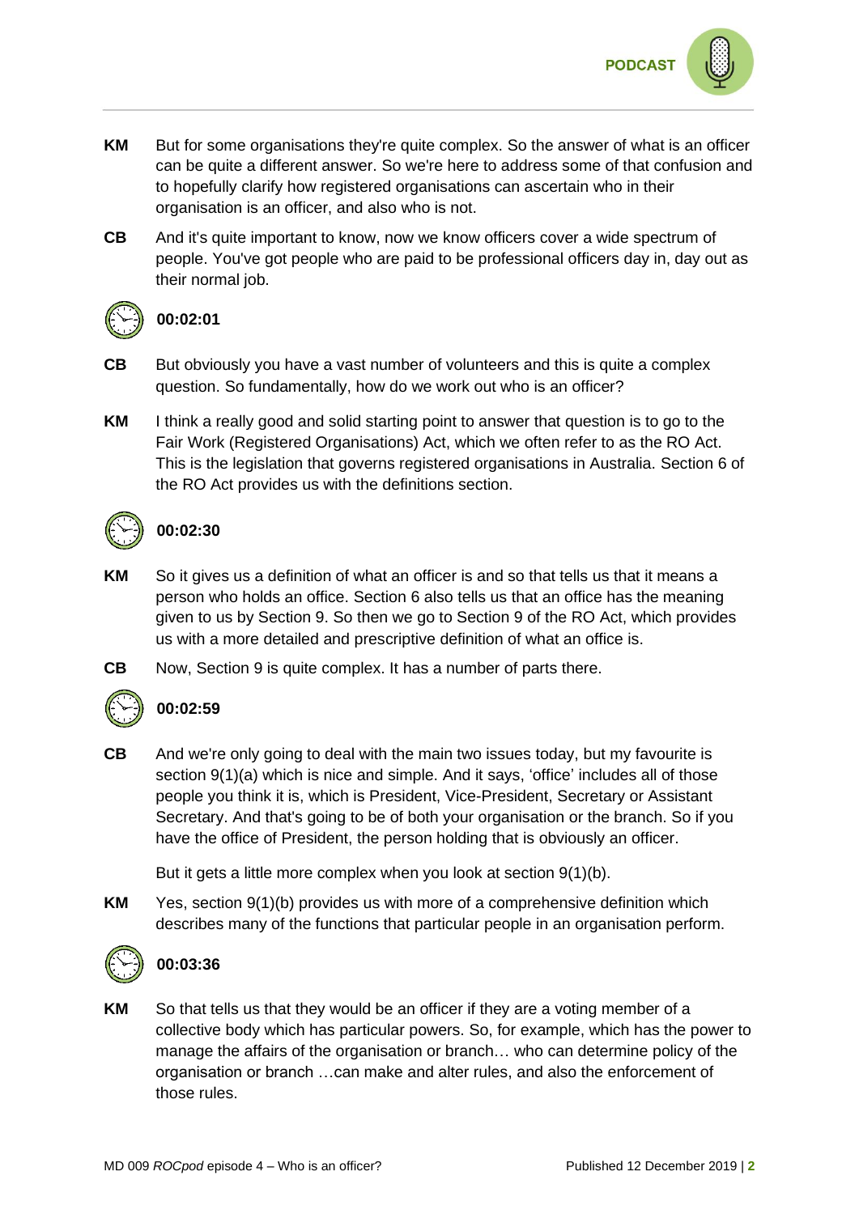**KM** But for some organisations they're quite complex. So the answer of what is an officer can be quite a different answer. So we're here to address some of that confusion and to hopefully clarify how registered organisations can ascertain who in their organisation is an officer, and also who is not.

**CB** And it's quite important to know, now we know officers cover a wide spectrum of people. You've got people who are paid to be professional officers day in, day out as their normal job.

**00:02:01**

**CB** But obviously you have a vast number of volunteers and this is quite a complex question. So fundamentally, how do we work out who is an officer?

**KM** I think a really good and solid starting point to answer that question is to go to the Fair Work (Registered Organisations) Act, which we often refer to as the RO Act. This is the legislation that governs registered organisations in Australia. Section 6 of the RO Act provides us with the definitions section.

**00:02:30**

**KM** So it gives us a definition of what an officer is and so that tells us that it means a person who holds an office. Section 6 also tells us that an office has the meaning given to us by Section 9. So then we go to Section 9 of the RO Act, which provides us with a more detailed and prescriptive definition of what an office is.

**CB** Now, Section 9 is quite complex. It has a number of parts there.

**00:02:59**

**CB** And we're only going to deal with the main two issues today, but my favourite is section 9(1)(a) which is nice and simple. And it says, 'office' includes all of those people you think it is, which is President, Vice-President, Secretary or Assistant Secretary. And that's going to be of both your organisation or the branch. So if you have the office of President, the person holding that is obviously an officer.

But it gets a little more complex when you look at section 9(1)(b).

**KM** Yes, section 9(1)(b) provides us with more of a comprehensive definition which describes many of the functions that particular people in an organisation perform.

**00:03:36**

**KM** So that tells us that they would be an officer if they are a voting member of a collective body which has particular powers. So, for example, which has the power to manage the affairs of the organisation or branch… who can determine policy of the organisation or branch …can make and alter rules, and also the enforcement of those rules.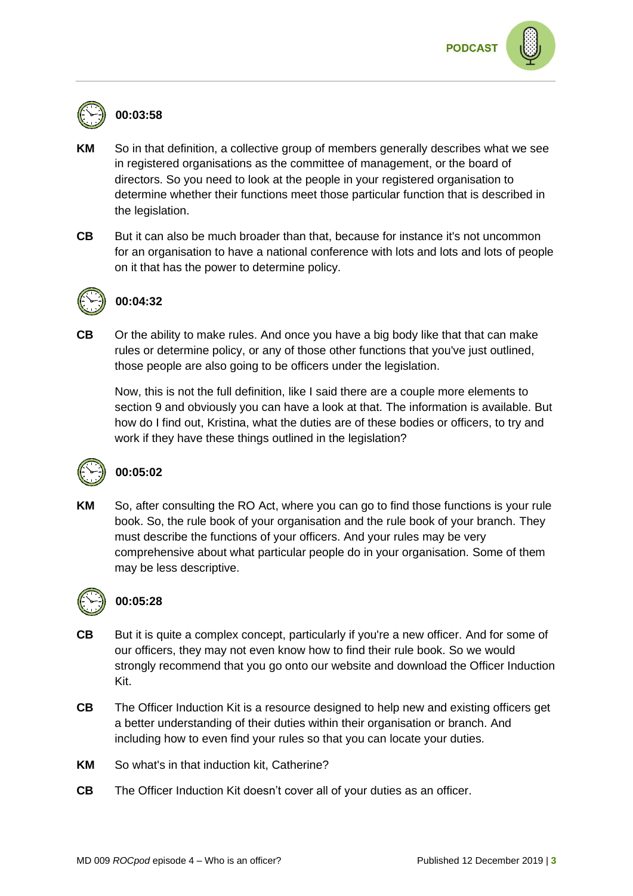**00:03:58**

**KM** So in that definition, a collective group of members generally describes what we see in registered organisations as the committee of management, or the board of directors. So you need to look at the people in your registered organisation to determine whether their functions meet those particular function that is described in the legislation.

**CB** But it can also be much broader than that, because for instance it's not uncommon for an organisation to have a national conference with lots and lots and lots of people on it that has the power to determine policy.

**00:04:32**

**CB** Or the ability to make rules. And once you have a big body like that that can make rules or determine policy, or any of those other functions that you've just outlined, those people are also going to be officers under the legislation.

Now, this is not the full definition, like I said there are a couple more elements to section 9 and obviously you can have a look at that. The information is available. But how do I find out, Kristina, what the duties are of these bodies or officers, to try and work if they have these things outlined in the legislation?

**00:05:02**

**KM** So, after consulting the RO Act, where you can go to find those functions is your rule book. So, the rule book of your organisation and the rule book of your branch. They must describe the functions of your officers. And your rules may be very comprehensive about what particular people do in your organisation. Some of them may be less descriptive.

**00:05:28**

**CB** But it is quite a complex concept, particularly if you're a new officer. And for some of our officers, they may not even know how to find their rule book. So we would strongly recommend that you go onto our website and download the Officer Induction Kit.

**CB** The Officer Induction Kit is a resource designed to help new and existing officers get a better understanding of their duties within their organisation or branch. And including how to even find your rules so that you can locate your duties.

**KM** So what's in that induction kit, Catherine?

**CB** The Officer Induction Kit doesn't cover all of your duties as an officer.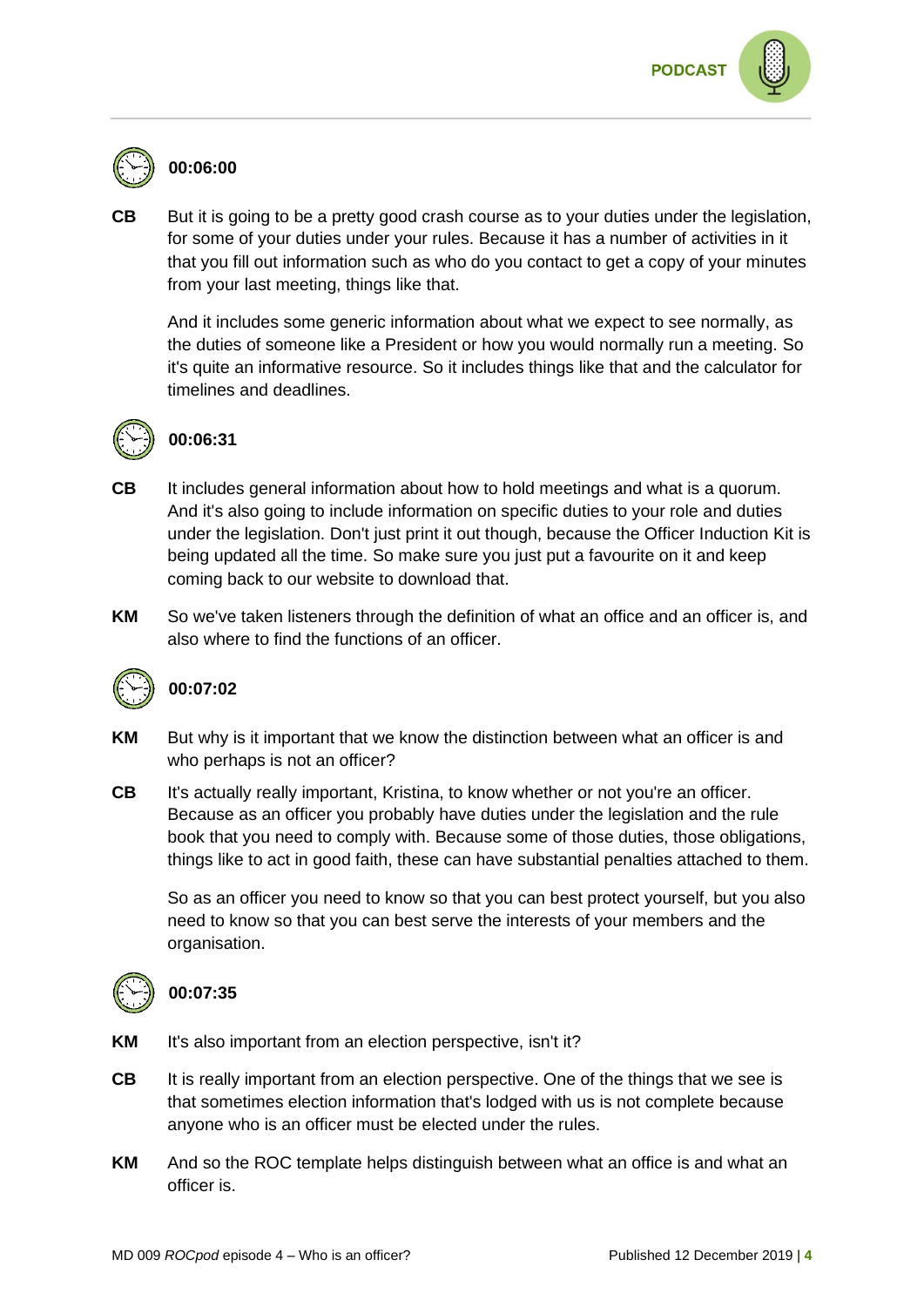**00:06:00**

**CB** But it is going to be a pretty good crash course as to your duties under the legislation, for some of your duties under your rules. Because it has a number of activities in it that you fill out information such as who do you contact to get a copy of your minutes from your last meeting, things like that.

And it includes some generic information about what we expect to see normally, as the duties of someone like a President or how you would normally run a meeting. So it's quite an informative resource. So it includes things like that and the calculator for timelines and deadlines.

**00:06:31**

**CB** It includes general information about how to hold meetings and what is a quorum. And it's also going to include information on specific duties to your role and duties under the legislation. Don't just print it out though, because the Officer Induction Kit is being updated all the time. So make sure you just put a favourite on it and keep coming back to our website to download that.

**KM** So we've taken listeners through the definition of what an office and an officer is, and also where to find the functions of an officer.

**00:07:02**

**KM** But why is it important that we know the distinction between what an officer is and who perhaps is not an officer?

**CB** It's actually really important, Kristina, to know whether or not you're an officer. Because as an officer you probably have duties under the legislation and the rule book that you need to comply with. Because some of those duties, those obligations, things like to act in good faith, these can have substantial penalties attached to them.

So as an officer you need to know so that you can best protect yourself, but you also need to know so that you can best serve the interests of your members and the organisation.

**00:07:35**

**KM** It's also important from an election perspective, isn't it?

**CB** It is really important from an election perspective. One of the things that we see is that sometimes election information that's lodged with us is not complete because anyone who is an officer must be elected under the rules.

**KM** And so the ROC template helps distinguish between what an office is and what an officer is.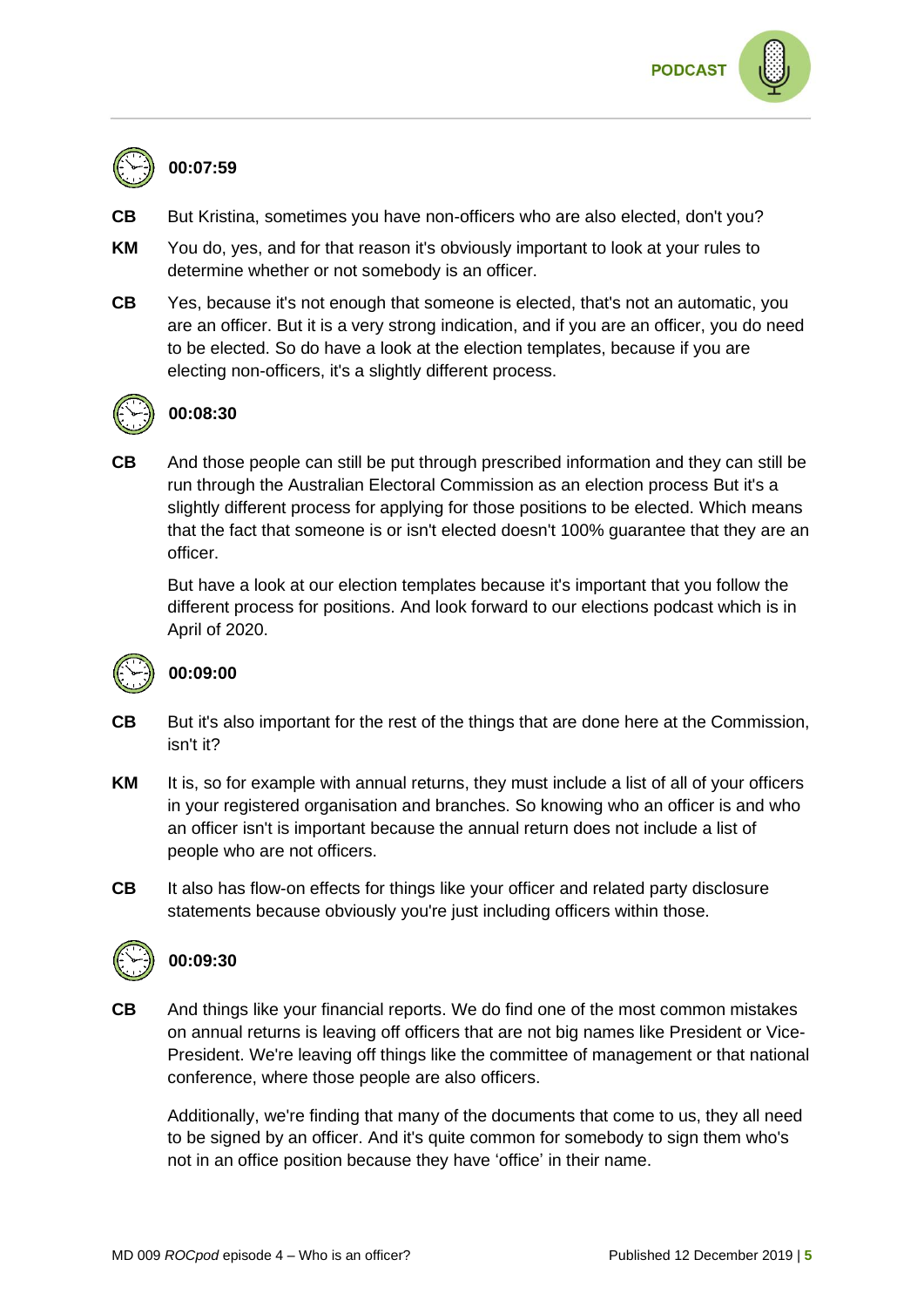**00:07:59**

**CB** But Kristina, sometimes you have non-officers who are also elected, don't you?

**KM** You do, yes, and for that reason it's obviously important to look at your rules to determine whether or not somebody is an officer.

**CB** Yes, because it's not enough that someone is elected, that's not an automatic, you are an officer. But it is a very strong indication, and if you are an officer, you do need to be elected. So do have a look at the election templates, because if you are electing non-officers, it's a slightly different process.

**00:08:30**

**CB** And those people can still be put through prescribed information and they can still be run through the Australian Electoral Commission as an election process But it's a slightly different process for applying for those positions to be elected. Which means that the fact that someone is or isn't elected doesn't 100% guarantee that they are an officer.

But have a look at our election templates because it's important that you follow the different process for positions. And look forward to our elections podcast which is in April of 2020.

**00:09:00**

**CB** But it's also important for the rest of the things that are done here at the Commission, isn't it?

**KM** It is, so for example with annual returns, they must include a list of all of your officers in your registered organisation and branches. So knowing who an officer is and who an officer isn't is important because the annual return does not include a list of people who are not officers.

**CB** It also has flow-on effects for things like your officer and related party disclosure statements because obviously you're just including officers within those.

**00:09:30**

**CB** And things like your financial reports. We do find one of the most common mistakes on annual returns is leaving off officers that are not big names like President or Vice-President. We're leaving off things like the committee of management or that national conference, where those people are also officers.

Additionally, we're finding that many of the documents that come to us, they all need to be signed by an officer. And it's quite common for somebody to sign them who's not in an office position because they have 'office' in their name.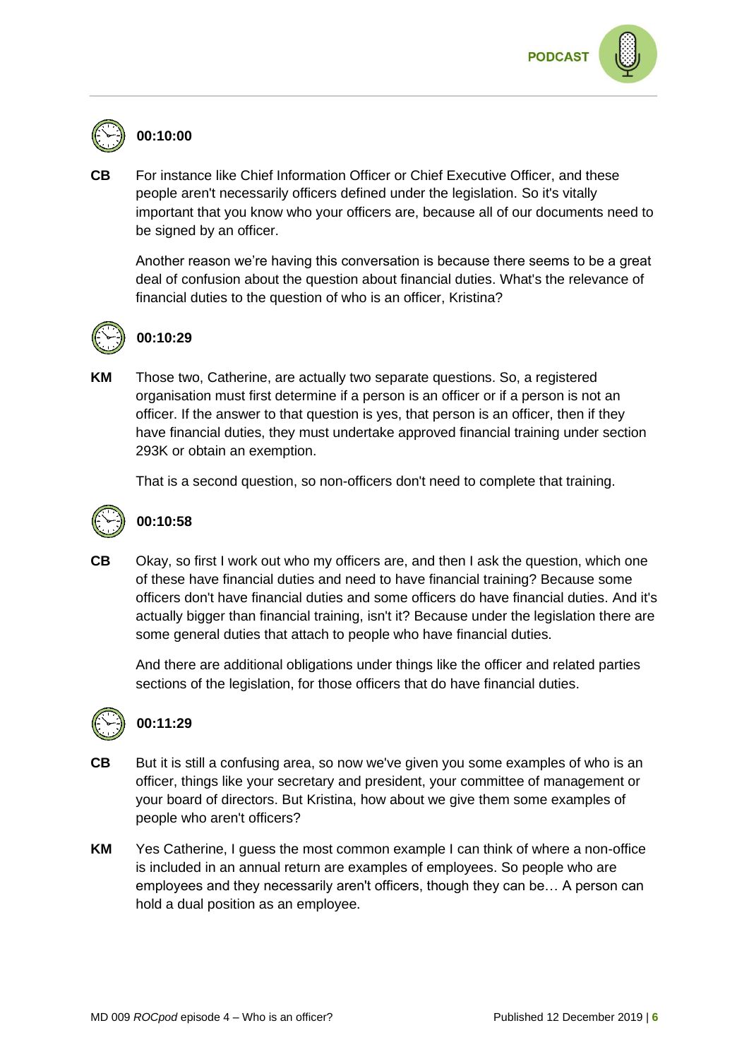**00:10:00**

**CB** For instance like Chief Information Officer or Chief Executive Officer, and these people aren't necessarily officers defined under the legislation. So it's vitally important that you know who your officers are, because all of our documents need to be signed by an officer.

Another reason we're having this conversation is because there seems to be a great deal of confusion about the question about financial duties. What's the relevance of financial duties to the question of who is an officer, Kristina?

**00:10:29**

**KM** Those two, Catherine, are actually two separate questions. So, a registered organisation must first determine if a person is an officer or if a person is not an officer. If the answer to that question is yes, that person is an officer, then if they have financial duties, they must undertake approved financial training under section 293K or obtain an exemption.

That is a second question, so non-officers don't need to complete that training.

**00:10:58**

**CB** Okay, so first I work out who my officers are, and then I ask the question, which one of these have financial duties and need to have financial training? Because some officers don't have financial duties and some officers do have financial duties. And it's actually bigger than financial training, isn't it? Because under the legislation there are some general duties that attach to people who have financial duties.

And there are additional obligations under things like the officer and related parties sections of the legislation, for those officers that do have financial duties.

**00:11:29**

**CB** But it is still a confusing area, so now we've given you some examples of who is an officer, things like your secretary and president, your committee of management or your board of directors. But Kristina, how about we give them some examples of people who aren't officers?

**KM** Yes Catherine, I guess the most common example I can think of where a non-office is included in an annual return are examples of employees. So people who are employees and they necessarily aren't officers, though they can be… A person can hold a dual position as an employee.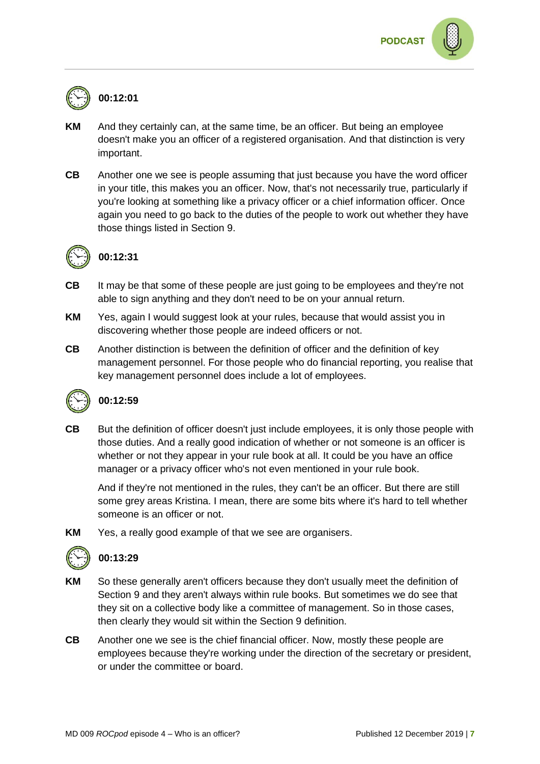**00:12:01**

**KM** And they certainly can, at the same time, be an officer. But being an employee doesn't make you an officer of a registered organisation. And that distinction is very important.

**CB** Another one we see is people assuming that just because you have the word officer in your title, this makes you an officer. Now, that's not necessarily true, particularly if you're looking at something like a privacy officer or a chief information officer. Once again you need to go back to the duties of the people to work out whether they have those things listed in Section 9.

**00:12:31**

**CB** It may be that some of these people are just going to be employees and they're not able to sign anything and they don't need to be on your annual return.

**KM** Yes, again I would suggest look at your rules, because that would assist you in discovering whether those people are indeed officers or not.

**CB** Another distinction is between the definition of officer and the definition of key management personnel. For those people who do financial reporting, you realise that key management personnel does include a lot of employees.

**00:12:59**

**CB** But the definition of officer doesn't just include employees, it is only those people with those duties. And a really good indication of whether or not someone is an officer is whether or not they appear in your rule book at all. It could be you have an office manager or a privacy officer who's not even mentioned in your rule book.

And if they're not mentioned in the rules, they can't be an officer. But there are still some grey areas Kristina. I mean, there are some bits where it's hard to tell whether someone is an officer or not.

**KM** Yes, a really good example of that we see are organisers.

**00:13:29**

**KM** So these generally aren't officers because they don't usually meet the definition of Section 9 and they aren't always within rule books. But sometimes we do see that they sit on a collective body like a committee of management. So in those cases, then clearly they would sit within the Section 9 definition.

**CB** Another one we see is the chief financial officer. Now, mostly these people are employees because they're working under the direction of the secretary or president, or under the committee or board.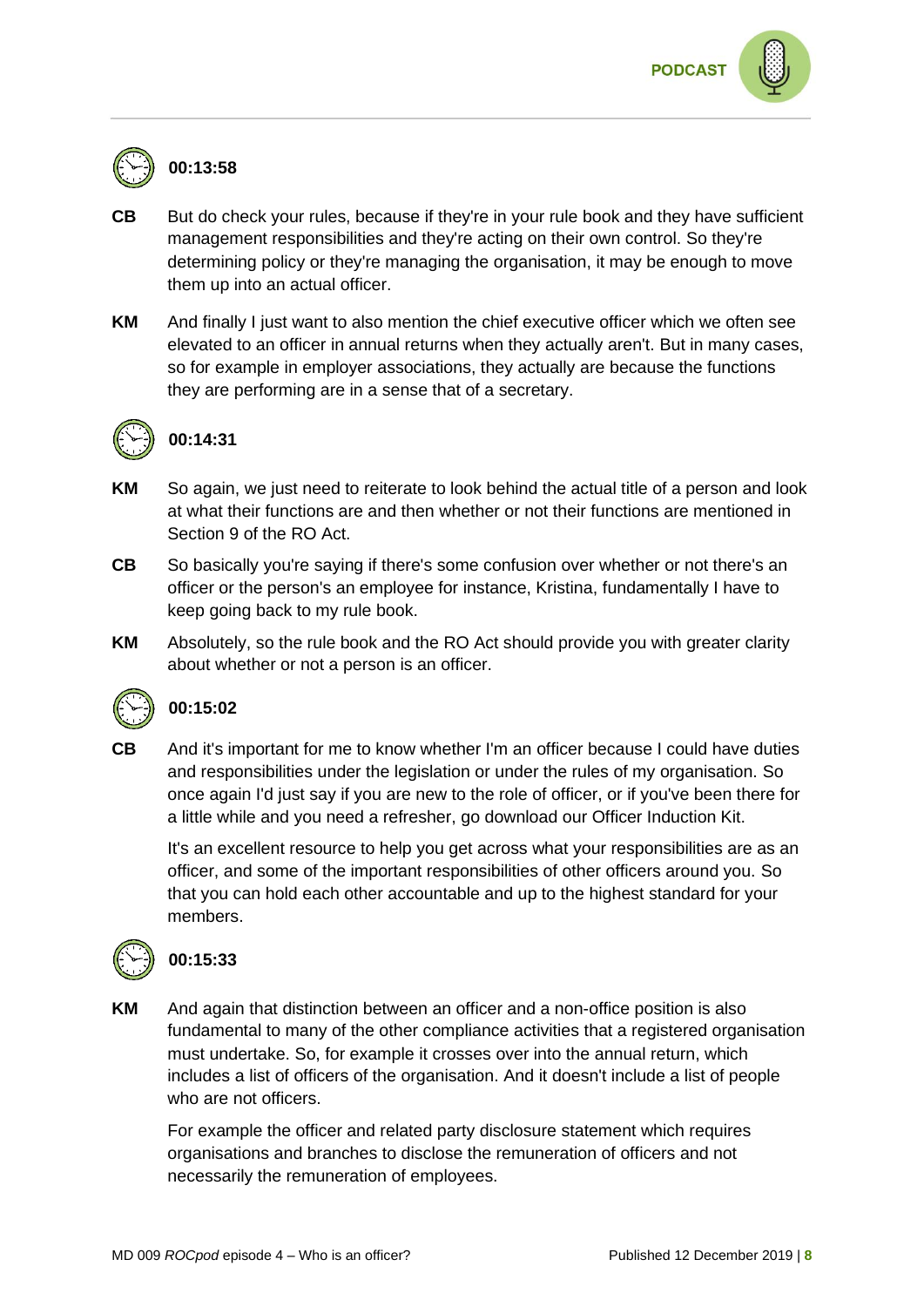**00:13:58**

**CB** But do check your rules, because if they're in your rule book and they have sufficient management responsibilities and they're acting on their own control. So they're determining policy or they're managing the organisation, it may be enough to move them up into an actual officer.

**KM** And finally I just want to also mention the chief executive officer which we often see elevated to an officer in annual returns when they actually aren't. But in many cases, so for example in employer associations, they actually are because the functions they are performing are in a sense that of a secretary.

**00:14:31**

**KM** So again, we just need to reiterate to look behind the actual title of a person and look at what their functions are and then whether or not their functions are mentioned in Section 9 of the RO Act.

**CB** So basically you're saying if there's some confusion over whether or not there's an officer or the person's an employee for instance, Kristina, fundamentally I have to keep going back to my rule book.

**KM** Absolutely, so the rule book and the RO Act should provide you with greater clarity about whether or not a person is an officer.

**00:15:02**

**CB** And it's important for me to know whether I'm an officer because I could have duties and responsibilities under the legislation or under the rules of my organisation. So once again I'd just say if you are new to the role of officer, or if you've been there for a little while and you need a refresher, go download our Officer Induction Kit.

It's an excellent resource to help you get across what your responsibilities are as an officer, and some of the important responsibilities of other officers around you. So that you can hold each other accountable and up to the highest standard for your members.

**00:15:33**

**KM** And again that distinction between an officer and a non-office position is also fundamental to many of the other compliance activities that a registered organisation must undertake. So, for example it crosses over into the annual return, which includes a list of officers of the organisation. And it doesn't include a list of people who are not officers.

For example the officer and related party disclosure statement which requires organisations and branches to disclose the remuneration of officers and not necessarily the remuneration of employees.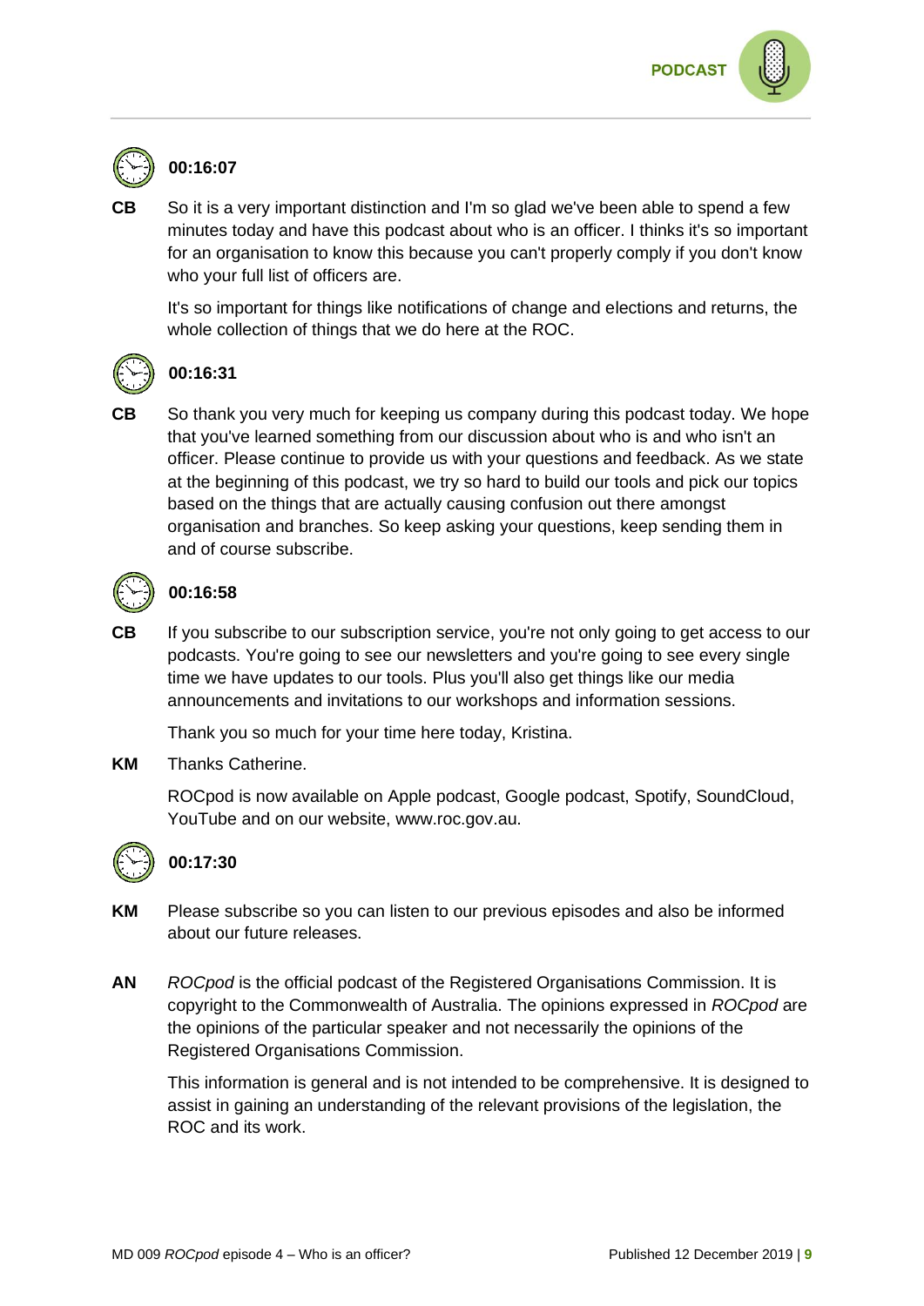**00:16:07**

**CB** So it is a very important distinction and I'm so glad we've been able to spend a few minutes today and have this podcast about who is an officer. I thinks it's so important for an organisation to know this because you can't properly comply if you don't know who your full list of officers are.

It's so important for things like notifications of change and elections and returns, the whole collection of things that we do here at the ROC.

**00:16:31**

**CB** So thank you very much for keeping us company during this podcast today. We hope that you've learned something from our discussion about who is and who isn't an officer. Please continue to provide us with your questions and feedback. As we state at the beginning of this podcast, we try so hard to build our tools and pick our topics based on the things that are actually causing confusion out there amongst organisation and branches. So keep asking your questions, keep sending them in and of course subscribe.

**00:16:58**

**CB** If you subscribe to our subscription service, you're not only going to get access to our podcasts. You're going to see our newsletters and you're going to see every single time we have updates to our tools. Plus you'll also get things like our media announcements and invitations to our workshops and information sessions.

Thank you so much for your time here today, Kristina.

**KM** Thanks Catherine.

ROCpod is now available on Apple podcast, Google podcast, Spotify, SoundCloud, YouTube and on our website, www.roc.gov.au.

**00:17:30**

**KM** Please subscribe so you can listen to our previous episodes and also be informed about our future releases.

**AN** *ROCpod* is the official podcast of the Registered Organisations Commission. It is copyright to the Commonwealth of Australia. The opinions expressed in *ROCpod* are the opinions of the particular speaker and not necessarily the opinions of the Registered Organisations Commission.

This information is general and is not intended to be comprehensive. It is designed to assist in gaining an understanding of the relevant provisions of the legislation, the ROC and its work.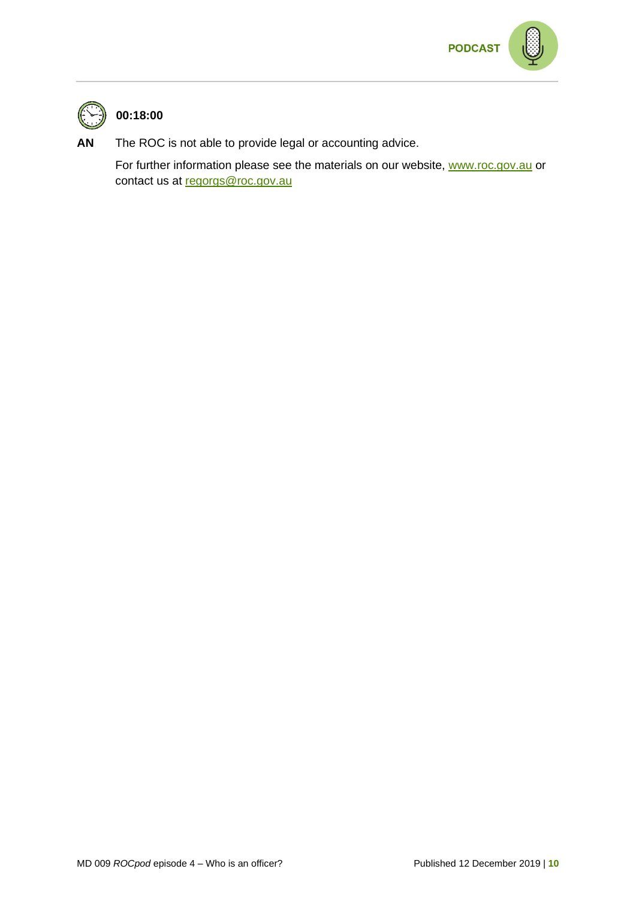**00:18:00**

**AN** The ROC is not able to provide legal or accounting advice.

For further information please see the materials on our website, [www.roc.gov.au](http://www.roc.gov.au) or contact us at [regorgs@roc.gov.au](mailto:regorgs@roc.gov.au)